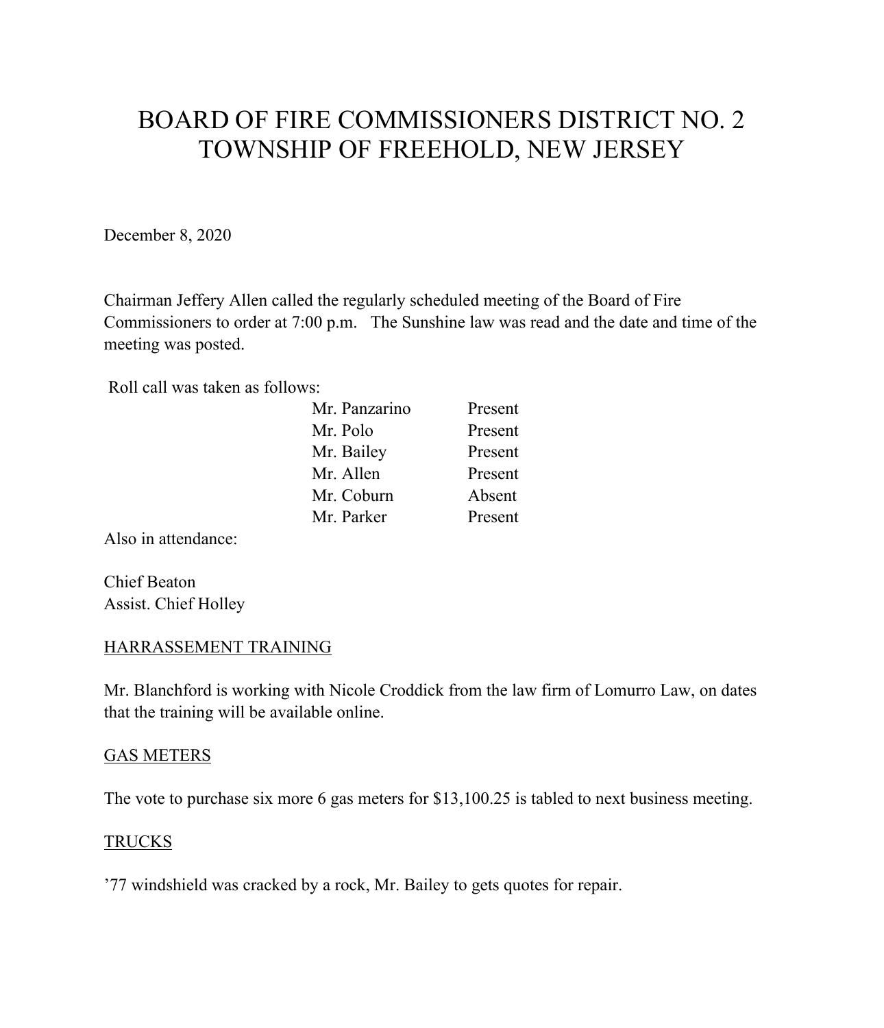# BOARD OF FIRE COMMISSIONERS DISTRICT NO. 2
# TOWNSHIP OF FREEHOLD, NEW JERSEY

December 8, 2020

Chairman Jeffery Allen called the regularly scheduled meeting of the Board of Fire Commissioners to order at 7:00 p.m. The Sunshine law was read and the date and time of the meeting was posted.

Roll call was taken as follows:

| | |
|---|---|
| Mr. Panzarino | Present |
| Mr. Polo | Present |
| Mr. Bailey | Present |
| Mr. Allen | Present |
| Mr. Coburn | Absent |
| Mr. Parker | Present |

Also in attendance:

Chief Beaton
Assist. Chief Holley

## HARRASSEMENT TRAINING

Mr. Blanchford is working with Nicole Croddick from the law firm of Lomurro Law, on dates that the training will be available online.

## GAS METERS

The vote to purchase six more 6 gas meters for $13,100.25 is tabled to next business meeting.

## TRUCKS

'77 windshield was cracked by a rock, Mr. Bailey to gets quotes for repair.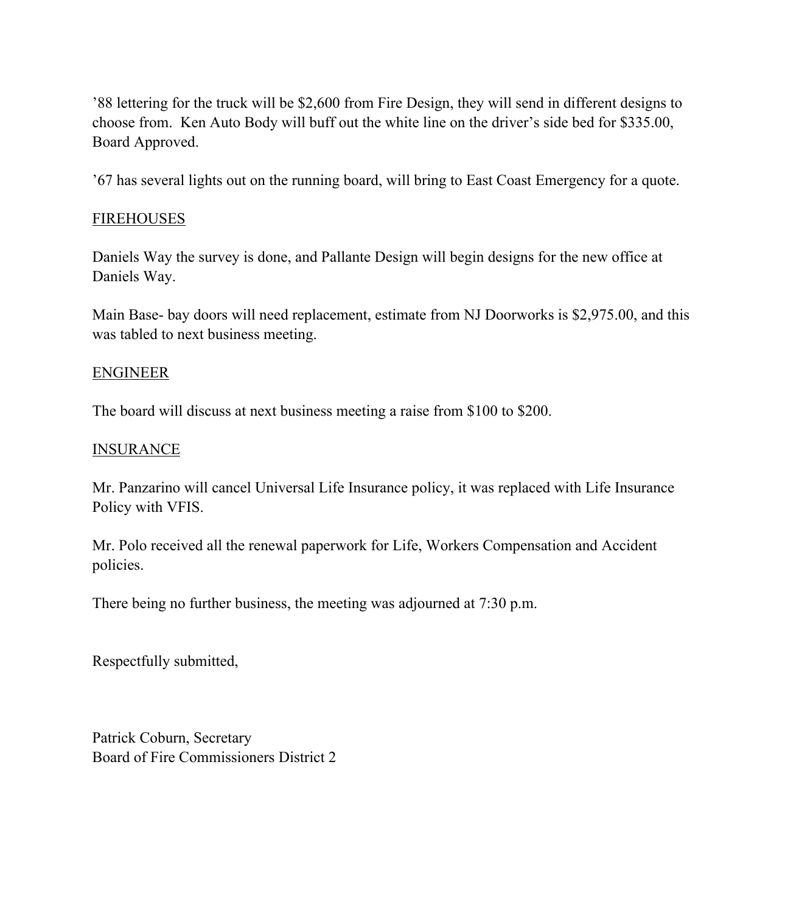’88 lettering for the truck will be $2,600 from Fire Design, they will send in different designs to choose from. Ken Auto Body will buff out the white line on the driver’s side bed for $335.00, Board Approved.

’67 has several lights out on the running board, will bring to East Coast Emergency for a quote.

FIREHOUSES

Daniels Way the survey is done, and Pallante Design will begin designs for the new office at Daniels Way.

Main Base- bay doors will need replacement, estimate from NJ Doorworks is $2,975.00, and this was tabled to next business meeting.

ENGINEER

The board will discuss at next business meeting a raise from $100 to $200.

INSURANCE

Mr. Panzarino will cancel Universal Life Insurance policy, it was replaced with Life Insurance Policy with VFIS.

Mr. Polo received all the renewal paperwork for Life, Workers Compensation and Accident policies.

There being no further business, the meeting was adjourned at 7:30 p.m.

Respectfully submitted,

Patrick Coburn, Secretary
Board of Fire Commissioners District 2